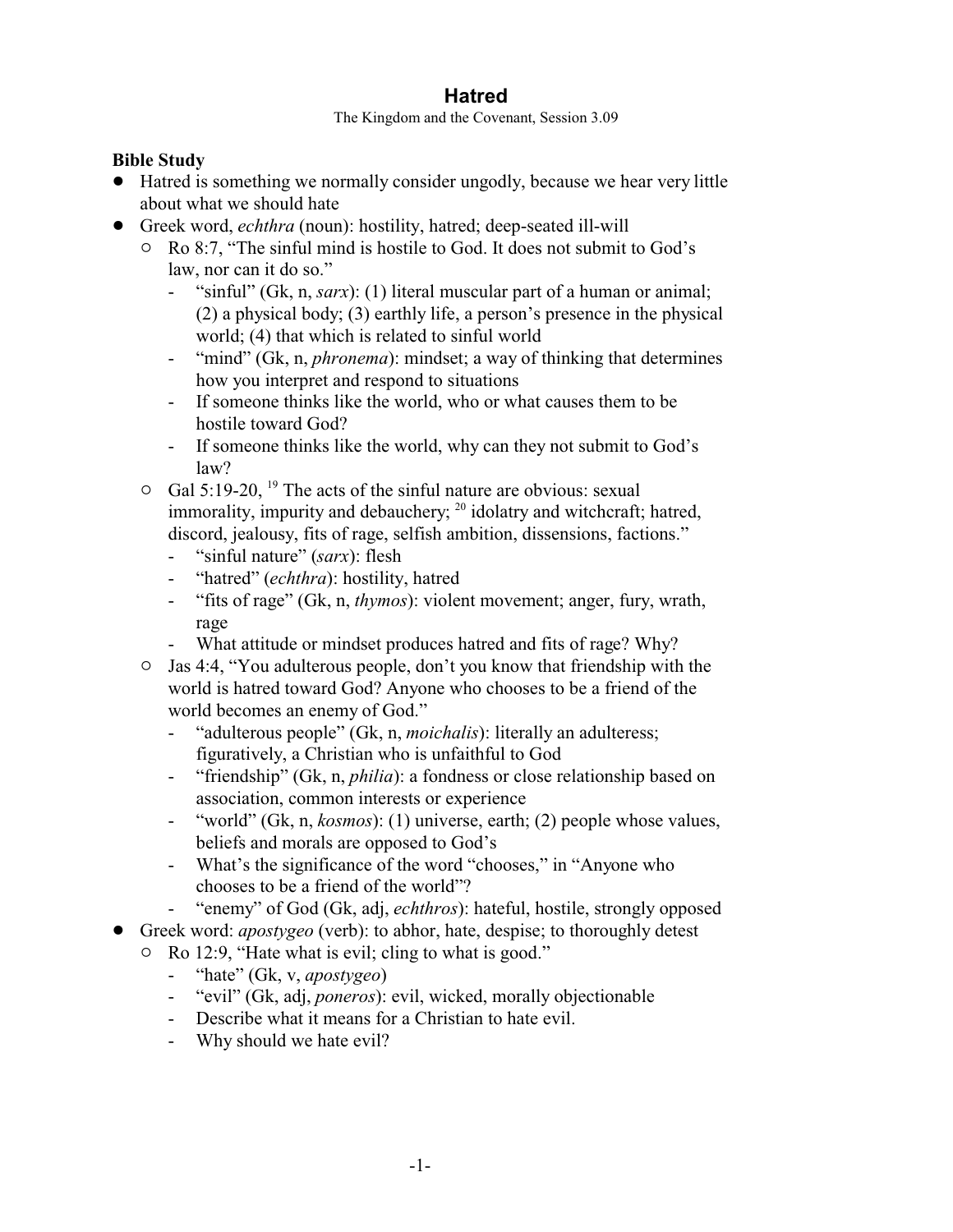# Hatred

The Kingdom and the Covenant, Session 3.09

**Bible Study**

- Hatred is something we normally consider ungodly, because we hear very little about what we should hate
- Greek word, *echthra* (noun): hostility, hatred; deep-seated ill-will
  - Ro 8:7, "The sinful mind is hostile to God. It does not submit to God's law, nor can it do so."
    - "sinful" (Gk, n, *sarx*): (1) literal muscular part of a human or animal; (2) a physical body; (3) earthly life, a person's presence in the physical world; (4) that which is related to sinful world
    - "mind" (Gk, n, *phronema*): mindset; a way of thinking that determines how you interpret and respond to situations
    - If someone thinks like the world, who or what causes them to be hostile toward God?
    - If someone thinks like the world, why can they not submit to God's law?
  - Gal 5:19-20, [19] The acts of the sinful nature are obvious: sexual immorality, impurity and debauchery; [20] idolatry and witchcraft; hatred, discord, jealousy, fits of rage, selfish ambition, dissensions, factions."
    - "sinful nature" (*sarx*): flesh
    - "hatred" (*echthra*): hostility, hatred
    - "fits of rage" (Gk, n, *thymos*): violent movement; anger, fury, wrath, rage
    - What attitude or mindset produces hatred and fits of rage? Why?
  - Jas 4:4, "You adulterous people, don't you know that friendship with the world is hatred toward God? Anyone who chooses to be a friend of the world becomes an enemy of God."
    - "adulterous people" (Gk, n, *moichalis*): literally an adulteress; figuratively, a Christian who is unfaithful to God
    - "friendship" (Gk, n, *philia*): a fondness or close relationship based on association, common interests or experience
    - "world" (Gk, n, *kosmos*): (1) universe, earth; (2) people whose values, beliefs and morals are opposed to God's
    - What's the significance of the word "chooses," in "Anyone who chooses to be a friend of the world"?
    - "enemy" of God (Gk, adj, *echthros*): hateful, hostile, strongly opposed
- Greek word: *apostygeo* (verb): to abhor, hate, despise; to thoroughly detest
  - Ro 12:9, "Hate what is evil; cling to what is good."
    - "hate" (Gk, v, *apostygeo*)
    - "evil" (Gk, adj, *poneros*): evil, wicked, morally objectionable
    - Describe what it means for a Christian to hate evil.
    - Why should we hate evil?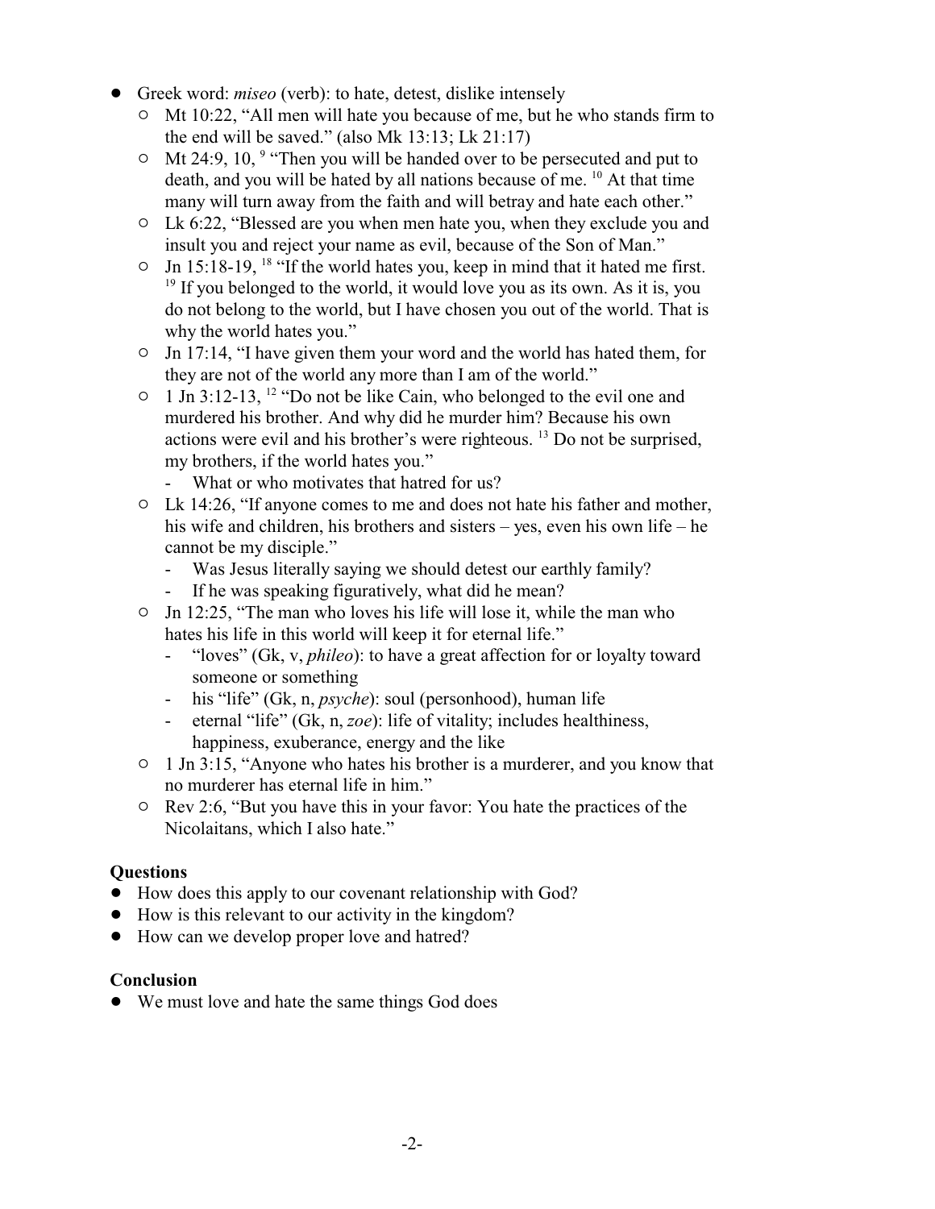- Greek word: *miseo* (verb): to hate, detest, dislike intensely
  - Mt 10:22, "All men will hate you because of me, but he who stands firm to the end will be saved." (also Mk 13:13; Lk 21:17)
  - Mt 24:9, 10, [9] "Then you will be handed over to be persecuted and put to death, and you will be hated by all nations because of me. [10] At that time many will turn away from the faith and will betray and hate each other."
  - Lk 6:22, "Blessed are you when men hate you, when they exclude you and insult you and reject your name as evil, because of the Son of Man."
  - Jn 15:18-19, [18] "If the world hates you, keep in mind that it hated me first. [19] If you belonged to the world, it would love you as its own. As it is, you do not belong to the world, but I have chosen you out of the world. That is why the world hates you."
  - Jn 17:14, "I have given them your word and the world has hated them, for they are not of the world any more than I am of the world."
  - 1 Jn 3:12-13, [12] "Do not be like Cain, who belonged to the evil one and murdered his brother. And why did he murder him? Because his own actions were evil and his brother's were righteous. [13] Do not be surprised, my brothers, if the world hates you."
    - What or who motivates that hatred for us?
  - Lk 14:26, "If anyone comes to me and does not hate his father and mother, his wife and children, his brothers and sisters – yes, even his own life – he cannot be my disciple."
    - Was Jesus literally saying we should detest our earthly family?
    - If he was speaking figuratively, what did he mean?
  - Jn 12:25, "The man who loves his life will lose it, while the man who hates his life in this world will keep it for eternal life."
    - "loves" (Gk, v, *phileo*): to have a great affection for or loyalty toward someone or something
    - his "life" (Gk, n, *psyche*): soul (personhood), human life
    - eternal "life" (Gk, n, *zoe*): life of vitality; includes healthiness, happiness, exuberance, energy and the like
  - 1 Jn 3:15, "Anyone who hates his brother is a murderer, and you know that no murderer has eternal life in him."
  - Rev 2:6, "But you have this in your favor: You hate the practices of the Nicolaitans, which I also hate."

**Questions**

- How does this apply to our covenant relationship with God?
- How is this relevant to our activity in the kingdom?
- How can we develop proper love and hatred?

**Conclusion**

- We must love and hate the same things God does